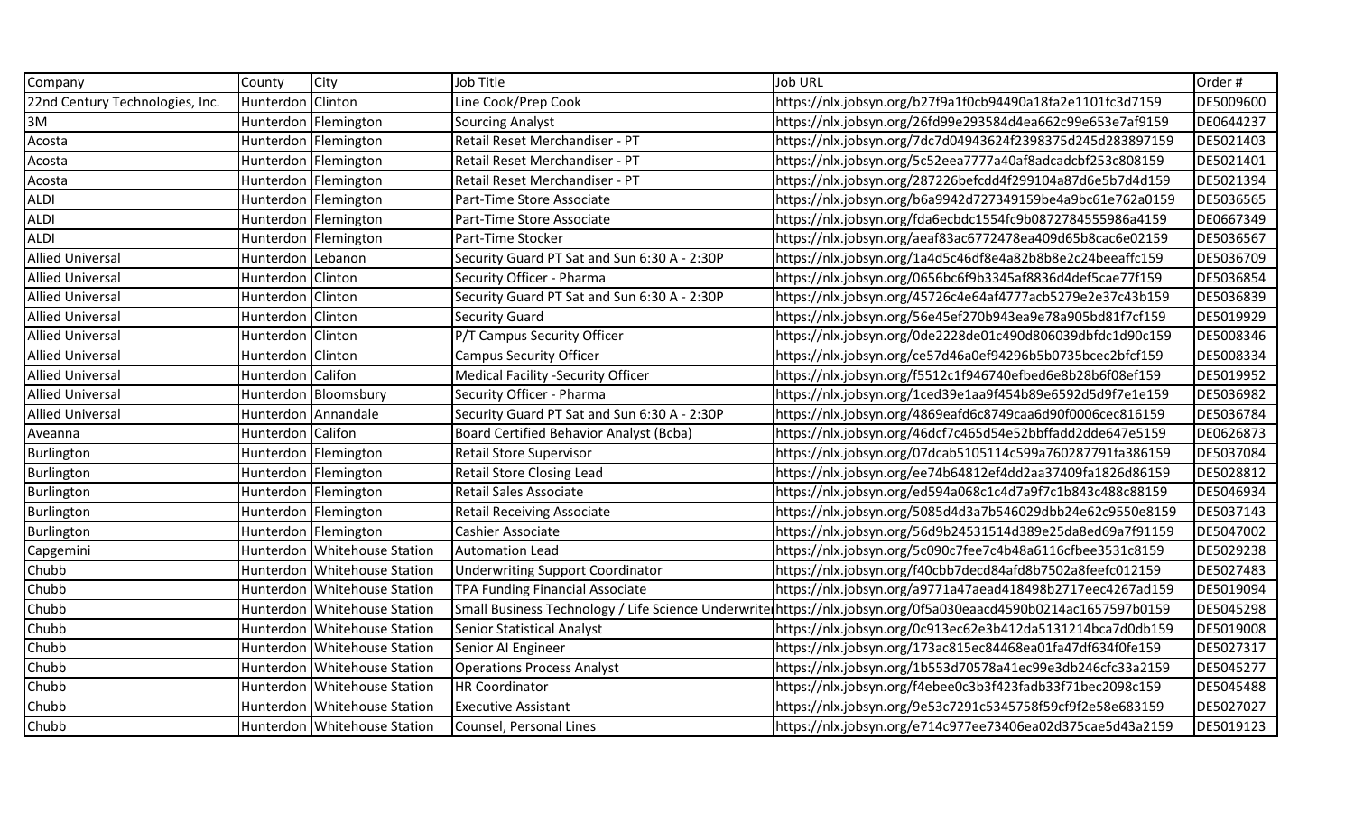| Company | County | City | Job Title | Job URL | Order # |
|---|---|---|---|---|---|
| 22nd Century Technologies, Inc. | Hunterdon | Clinton | Line Cook/Prep Cook | https://nlx.jobsyn.org/b27f9a1f0cb94490a18fa2e1101fc3d7159 | DE5009600 |
| 3M | Hunterdon | Flemington | Sourcing Analyst | https://nlx.jobsyn.org/26fd99e293584d4ea662c99e653e7af9159 | DE0644237 |
| Acosta | Hunterdon | Flemington | Retail Reset Merchandiser - PT | https://nlx.jobsyn.org/7dc7d04943624f2398375d245d283897159 | DE5021403 |
| Acosta | Hunterdon | Flemington | Retail Reset Merchandiser - PT | https://nlx.jobsyn.org/5c52eea7777a40af8adcadcbf253c808159 | DE5021401 |
| Acosta | Hunterdon | Flemington | Retail Reset Merchandiser - PT | https://nlx.jobsyn.org/287226befcdd4f299104a87d6e5b7d4d159 | DE5021394 |
| ALDI | Hunterdon | Flemington | Part-Time Store Associate | https://nlx.jobsyn.org/b6a9942d727349159be4a9bc61e762a0159 | DE5036565 |
| ALDI | Hunterdon | Flemington | Part-Time Store Associate | https://nlx.jobsyn.org/fda6ecbdc1554fc9b0872784555986a4159 | DE0667349 |
| ALDI | Hunterdon | Flemington | Part-Time Stocker | https://nlx.jobsyn.org/aeaf83ac6772478ea409d65b8cac6e02159 | DE5036567 |
| Allied Universal | Hunterdon | Lebanon | Security Guard PT Sat and Sun 6:30 A - 2:30P | https://nlx.jobsyn.org/1a4d5c46df8e4a82b8b8e2c24beeaffc159 | DE5036709 |
| Allied Universal | Hunterdon | Clinton | Security Officer - Pharma | https://nlx.jobsyn.org/0656bc6f9b3345af8836d4def5cae77f159 | DE5036854 |
| Allied Universal | Hunterdon | Clinton | Security Guard PT Sat and Sun 6:30 A - 2:30P | https://nlx.jobsyn.org/45726c4e64af4777acb5279e2e37c43b159 | DE5036839 |
| Allied Universal | Hunterdon | Clinton | Security Guard | https://nlx.jobsyn.org/56e45ef270b943ea9e78a905bd81f7cf159 | DE5019929 |
| Allied Universal | Hunterdon | Clinton | P/T Campus Security Officer | https://nlx.jobsyn.org/0de2228de01c490d806039dbfdc1d90c159 | DE5008346 |
| Allied Universal | Hunterdon | Clinton | Campus Security Officer | https://nlx.jobsyn.org/ce57d46a0ef94296b5b0735bcec2bfcf159 | DE5008334 |
| Allied Universal | Hunterdon | Califon | Medical Facility -Security Officer | https://nlx.jobsyn.org/f5512c1f946740efbed6e8b28b6f08ef159 | DE5019952 |
| Allied Universal | Hunterdon | Bloomsbury | Security Officer - Pharma | https://nlx.jobsyn.org/1ced39e1aa9f454b89e6592d5d9f7e1e159 | DE5036982 |
| Allied Universal | Hunterdon | Annandale | Security Guard PT Sat and Sun 6:30 A - 2:30P | https://nlx.jobsyn.org/4869eafd6c8749caa6d90f0006cec816159 | DE5036784 |
| Aveanna | Hunterdon | Califon | Board Certified Behavior Analyst (Bcba) | https://nlx.jobsyn.org/46dcf7c465d54e52bbffadd2dde647e5159 | DE0626873 |
| Burlington | Hunterdon | Flemington | Retail Store Supervisor | https://nlx.jobsyn.org/07dcab5105114c599a760287791fa386159 | DE5037084 |
| Burlington | Hunterdon | Flemington | Retail Store Closing Lead | https://nlx.jobsyn.org/ee74b64812ef4dd2aa37409fa1826d86159 | DE5028812 |
| Burlington | Hunterdon | Flemington | Retail Sales Associate | https://nlx.jobsyn.org/ed594a068c1c4d7a9f7c1b843c488c88159 | DE5046934 |
| Burlington | Hunterdon | Flemington | Retail Receiving Associate | https://nlx.jobsyn.org/5085d4d3a7b546029dbb24e62c9550e8159 | DE5037143 |
| Burlington | Hunterdon | Flemington | Cashier Associate | https://nlx.jobsyn.org/56d9b24531514d389e25da8ed69a7f91159 | DE5047002 |
| Capgemini | Hunterdon | Whitehouse Station | Automation Lead | https://nlx.jobsyn.org/5c090c7fee7c4b48a6116cfbee3531c8159 | DE5029238 |
| Chubb | Hunterdon | Whitehouse Station | Underwriting Support Coordinator | https://nlx.jobsyn.org/f40cbb7decd84afd8b7502a8feefc012159 | DE5027483 |
| Chubb | Hunterdon | Whitehouse Station | TPA Funding Financial Associate | https://nlx.jobsyn.org/a9771a47aead418498b2717eec4267ad159 | DE5019094 |
| Chubb | Hunterdon | Whitehouse Station | Small Business Technology / Life Science Underwrite | https://nlx.jobsyn.org/0f5a030eaacd4590b0214ac1657597b0159 | DE5045298 |
| Chubb | Hunterdon | Whitehouse Station | Senior Statistical Analyst | https://nlx.jobsyn.org/0c913ec62e3b412da5131214bca7d0db159 | DE5019008 |
| Chubb | Hunterdon | Whitehouse Station | Senior AI Engineer | https://nlx.jobsyn.org/173ac815ec84468ea01fa47df634f0fe159 | DE5027317 |
| Chubb | Hunterdon | Whitehouse Station | Operations Process Analyst | https://nlx.jobsyn.org/1b553d70578a41ec99e3db246cfc33a2159 | DE5045277 |
| Chubb | Hunterdon | Whitehouse Station | HR Coordinator | https://nlx.jobsyn.org/f4ebee0c3b3f423fadb33f71bec2098c159 | DE5045488 |
| Chubb | Hunterdon | Whitehouse Station | Executive Assistant | https://nlx.jobsyn.org/9e53c7291c5345758f59cf9f2e58e683159 | DE5027027 |
| Chubb | Hunterdon | Whitehouse Station | Counsel, Personal Lines | https://nlx.jobsyn.org/e714c977ee73406ea02d375cae5d43a2159 | DE5019123 |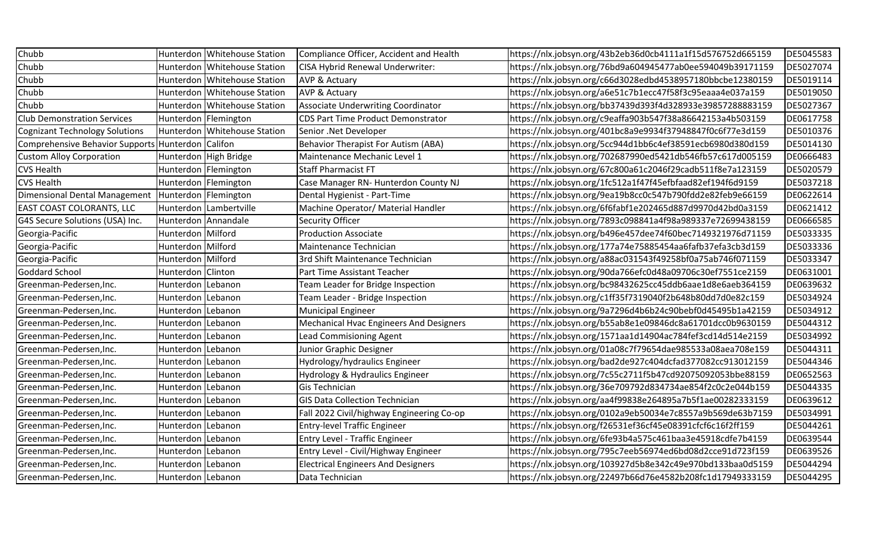| | | | | | |
|---|---|---|---|---|---|
| Chubb | Hunterdon | Whitehouse Station | Compliance Officer, Accident and Health | https://nlx.jobsyn.org/43b2eb36d0cb4111a1f15d576752d665159 | DE5045583 |
| Chubb | Hunterdon | Whitehouse Station | CISA Hybrid Renewal Underwriter: | https://nlx.jobsyn.org/76bd9a604945477ab0ee594049b39171159 | DE5027074 |
| Chubb | Hunterdon | Whitehouse Station | AVP & Actuary | https://nlx.jobsyn.org/c66d3028edbd4538957180bbcbe12380159 | DE5019114 |
| Chubb | Hunterdon | Whitehouse Station | AVP & Actuary | https://nlx.jobsyn.org/a6e51c7b1ecc47f58f3c95eaaa4e037a159 | DE5019050 |
| Chubb | Hunterdon | Whitehouse Station | Associate Underwriting Coordinator | https://nlx.jobsyn.org/bb37439d393f4d328933e39857288883159 | DE5027367 |
| Club Demonstration Services | Hunterdon | Flemington | CDS Part Time Product Demonstrator | https://nlx.jobsyn.org/c9eaffa903b547f38a86642153a4b503159 | DE0617758 |
| Cognizant Technology Solutions | Hunterdon | Whitehouse Station | Senior .Net Developer | https://nlx.jobsyn.org/401bc8a9e9934f37948847f0c6f77e3d159 | DE5010376 |
| Comprehensive Behavior Supports | Hunterdon | Califon | Behavior Therapist For Autism (ABA) | https://nlx.jobsyn.org/5cc944d1bb6c4ef38591ecb6980d380d159 | DE5014130 |
| Custom Alloy Corporation | Hunterdon | High Bridge | Maintenance Mechanic Level 1 | https://nlx.jobsyn.org/702687990ed5421db546fb57c617d005159 | DE0666483 |
| CVS Health | Hunterdon | Flemington | Staff Pharmacist FT | https://nlx.jobsyn.org/67c800a61c2046f29cadb511f8e7a123159 | DE5020579 |
| CVS Health | Hunterdon | Flemington | Case Manager RN- Hunterdon County NJ | https://nlx.jobsyn.org/1fc512a1f47f45efbfaad82ef194f6d9159 | DE5037218 |
| Dimensional Dental Management | Hunterdon | Flemington | Dental Hygienist - Part-Time | https://nlx.jobsyn.org/9ea19b8cc0c547b790fdd2e82feb9e66159 | DE0622614 |
| EAST COAST COLORANTS, LLC | Hunterdon | Lambertville | Machine Operator/ Material Handler | https://nlx.jobsyn.org/6f6fabf1e202465d887d9970d42bd0a3159 | DE0621412 |
| G4S Secure Solutions (USA) Inc. | Hunterdon | Annandale | Security Officer | https://nlx.jobsyn.org/7893c098841a4f98a989337e72699438159 | DE0666585 |
| Georgia-Pacific | Hunterdon | Milford | Production Associate | https://nlx.jobsyn.org/b496e457dee74f60bec7149321976d71159 | DE5033335 |
| Georgia-Pacific | Hunterdon | Milford | Maintenance Technician | https://nlx.jobsyn.org/177a74e75885454aa6fafb37efa3cb3d159 | DE5033336 |
| Georgia-Pacific | Hunterdon | Milford | 3rd Shift Maintenance Technician | https://nlx.jobsyn.org/a88ac031543f49258bf0a75ab746f071159 | DE5033347 |
| Goddard School | Hunterdon | Clinton | Part Time Assistant Teacher | https://nlx.jobsyn.org/90da766efc0d48a09706c30ef7551ce2159 | DE0631001 |
| Greenman-Pedersen,Inc. | Hunterdon | Lebanon | Team Leader for Bridge Inspection | https://nlx.jobsyn.org/bc98432625cc45ddb6aae1d8e6aeb364159 | DE0639632 |
| Greenman-Pedersen,Inc. | Hunterdon | Lebanon | Team Leader - Bridge Inspection | https://nlx.jobsyn.org/c1ff35f7319040f2b648b80dd7d0e82c159 | DE5034924 |
| Greenman-Pedersen,Inc. | Hunterdon | Lebanon | Municipal Engineer | https://nlx.jobsyn.org/9a7296d4b6b24c90bebf0d45495b1a42159 | DE5034912 |
| Greenman-Pedersen,Inc. | Hunterdon | Lebanon | Mechanical Hvac Engineers And Designers | https://nlx.jobsyn.org/b55ab8e1e09846dc8a61701dcc0b9630159 | DE5044312 |
| Greenman-Pedersen,Inc. | Hunterdon | Lebanon | Lead Commisioning Agent | https://nlx.jobsyn.org/1571aa1d14904ac784fef3cd14d514e2159 | DE5034992 |
| Greenman-Pedersen,Inc. | Hunterdon | Lebanon | Junior Graphic Designer | https://nlx.jobsyn.org/01a08c7f79654dae985533a08aea708e159 | DE5044311 |
| Greenman-Pedersen,Inc. | Hunterdon | Lebanon | Hydrology/hydraulics Engineer | https://nlx.jobsyn.org/bad2de927c404dcfad377082cc913012159 | DE5044346 |
| Greenman-Pedersen,Inc. | Hunterdon | Lebanon | Hydrology & Hydraulics Engineer | https://nlx.jobsyn.org/7c55c2711f5b47cd92075092053bbe88159 | DE0652563 |
| Greenman-Pedersen,Inc. | Hunterdon | Lebanon | Gis Technician | https://nlx.jobsyn.org/36e709792d834734ae854f2c0c2e044b159 | DE5044335 |
| Greenman-Pedersen,Inc. | Hunterdon | Lebanon | GIS Data Collection Technician | https://nlx.jobsyn.org/aa4f99838e264895a7b5f1ae00282333159 | DE0639612 |
| Greenman-Pedersen,Inc. | Hunterdon | Lebanon | Fall 2022 Civil/highway Engineering Co-op | https://nlx.jobsyn.org/0102a9eb50034e7c8557a9b569de63b7159 | DE5034991 |
| Greenman-Pedersen,Inc. | Hunterdon | Lebanon | Entry-level Traffic Engineer | https://nlx.jobsyn.org/f26531ef36cf45e08391cfcf6c16f2ff159 | DE5044261 |
| Greenman-Pedersen,Inc. | Hunterdon | Lebanon | Entry Level - Traffic Engineer | https://nlx.jobsyn.org/6fe93b4a575c461baa3e45918cdfe7b4159 | DE0639544 |
| Greenman-Pedersen,Inc. | Hunterdon | Lebanon | Entry Level - Civil/Highway Engineer | https://nlx.jobsyn.org/795c7eeb56974ed6bd08d2cce91d723f159 | DE0639526 |
| Greenman-Pedersen,Inc. | Hunterdon | Lebanon | Electrical Engineers And Designers | https://nlx.jobsyn.org/103927d5b8e342c49e970bd133baa0d5159 | DE5044294 |
| Greenman-Pedersen,Inc. | Hunterdon | Lebanon | Data Technician | https://nlx.jobsyn.org/22497b66d76e4582b208fc1d17949333159 | DE5044295 |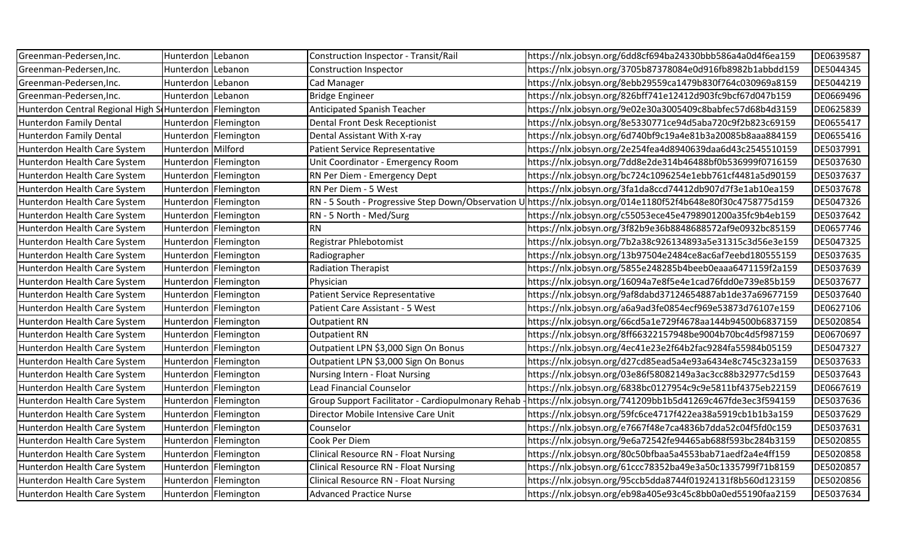| | | | | | |
|---|---|---|---|---|---|
| Greenman-Pedersen,Inc. | Hunterdon | Lebanon | Construction Inspector - Transit/Rail | https://nlx.jobsyn.org/6dd8cf694ba24330bbb586a4a0d4f6ea159 | DE0639587 |
| Greenman-Pedersen,Inc. | Hunterdon | Lebanon | Construction Inspector | https://nlx.jobsyn.org/3705b87378084e0d916fb8982b1abbdd159 | DE5044345 |
| Greenman-Pedersen,Inc. | Hunterdon | Lebanon | Cad Manager | https://nlx.jobsyn.org/8ebb29559ca1479b830f764c030969a8159 | DE5044219 |
| Greenman-Pedersen,Inc. | Hunterdon | Lebanon | Bridge Engineer | https://nlx.jobsyn.org/826bff741e12412d903fc9bcf67d047b159 | DE0669496 |
| Hunterdon Central Regional High S | Hunterdon | Flemington | Anticipated Spanish Teacher | https://nlx.jobsyn.org/9e02e30a3005409c8babfec57d68b4d3159 | DE0625839 |
| Hunterdon Family Dental | Hunterdon | Flemington | Dental Front Desk Receptionist | https://nlx.jobsyn.org/8e5330771ce94d5aba720c9f2b823c69159 | DE0655417 |
| Hunterdon Family Dental | Hunterdon | Flemington | Dental Assistant With X-ray | https://nlx.jobsyn.org/6d740bf9c19a4e81b3a20085b8aaa884159 | DE0655416 |
| Hunterdon Health Care System | Hunterdon | Milford | Patient Service Representative | https://nlx.jobsyn.org/2e254fea4d8940639daa6d43c2545510159 | DE5037991 |
| Hunterdon Health Care System | Hunterdon | Flemington | Unit Coordinator - Emergency Room | https://nlx.jobsyn.org/7dd8e2de314b46488bf0b536999f0716159 | DE5037630 |
| Hunterdon Health Care System | Hunterdon | Flemington | RN Per Diem - Emergency Dept | https://nlx.jobsyn.org/bc724c1096254e1ebb761cf4481a5d90159 | DE5037637 |
| Hunterdon Health Care System | Hunterdon | Flemington | RN Per Diem - 5 West | https://nlx.jobsyn.org/3fa1da8ccd74412db907d7f3e1ab10ea159 | DE5037678 |
| Hunterdon Health Care System | Hunterdon | Flemington | RN - 5 South - Progressive Step Down/Observation U | https://nlx.jobsyn.org/014e1180f52f4b648e80f30c4758775d159 | DE5047326 |
| Hunterdon Health Care System | Hunterdon | Flemington | RN - 5 North - Med/Surg | https://nlx.jobsyn.org/c55053ece45e4798901200a35fc9b4eb159 | DE5037642 |
| Hunterdon Health Care System | Hunterdon | Flemington | RN | https://nlx.jobsyn.org/3f82b9e36b8848688572af9e0932bc85159 | DE0657746 |
| Hunterdon Health Care System | Hunterdon | Flemington | Registrar Phlebotomist | https://nlx.jobsyn.org/7b2a38c926134893a5e31315c3d56e3e159 | DE5047325 |
| Hunterdon Health Care System | Hunterdon | Flemington | Radiographer | https://nlx.jobsyn.org/13b97504e2484ce8ac6af7eebd180555159 | DE5037635 |
| Hunterdon Health Care System | Hunterdon | Flemington | Radiation Therapist | https://nlx.jobsyn.org/5855e248285b4beeb0eaaa6471159f2a159 | DE5037639 |
| Hunterdon Health Care System | Hunterdon | Flemington | Physician | https://nlx.jobsyn.org/16094a7e8f5e4e1cad76fdd0e739e85b159 | DE5037677 |
| Hunterdon Health Care System | Hunterdon | Flemington | Patient Service Representative | https://nlx.jobsyn.org/9af8dabd37124654887ab1de37a69677159 | DE5037640 |
| Hunterdon Health Care System | Hunterdon | Flemington | Patient Care Assistant - 5 West | https://nlx.jobsyn.org/a6a9ad3fe0854ecf969e53873d76107e159 | DE0627106 |
| Hunterdon Health Care System | Hunterdon | Flemington | Outpatient RN | https://nlx.jobsyn.org/66cd5a1e729f4678aa144b94500b6837159 | DE5020854 |
| Hunterdon Health Care System | Hunterdon | Flemington | Outpatient RN | https://nlx.jobsyn.org/8ff66322157948be9004b70bc4d5f987159 | DE0670697 |
| Hunterdon Health Care System | Hunterdon | Flemington | Outpatient LPN $3,000 Sign On Bonus | https://nlx.jobsyn.org/4ec41e23e2f64b2fac9284fa55984b05159 | DE5047327 |
| Hunterdon Health Care System | Hunterdon | Flemington | Outpatient LPN $3,000 Sign On Bonus | https://nlx.jobsyn.org/d27cd85ead5a4e93a6434e8c745c323a159 | DE5037633 |
| Hunterdon Health Care System | Hunterdon | Flemington | Nursing Intern - Float Nursing | https://nlx.jobsyn.org/03e86f58082149a3ac3cc88b32977c5d159 | DE5037643 |
| Hunterdon Health Care System | Hunterdon | Flemington | Lead Financial Counselor | https://nlx.jobsyn.org/6838bc0127954c9c9e5811bf4375eb22159 | DE0667619 |
| Hunterdon Health Care System | Hunterdon | Flemington | Group Support Facilitator - Cardiopulmonary Rehab - | https://nlx.jobsyn.org/741209bb1b5d41269c467fde3ec3f594159 | DE5037636 |
| Hunterdon Health Care System | Hunterdon | Flemington | Director Mobile Intensive Care Unit | https://nlx.jobsyn.org/59fc6ce4717f422ea38a5919cb1b1b3a159 | DE5037629 |
| Hunterdon Health Care System | Hunterdon | Flemington | Counselor | https://nlx.jobsyn.org/e7667f48e7ca4836b7dda52c04f5fd0c159 | DE5037631 |
| Hunterdon Health Care System | Hunterdon | Flemington | Cook Per Diem | https://nlx.jobsyn.org/9e6a72542fe94465ab688f593bc284b3159 | DE5020855 |
| Hunterdon Health Care System | Hunterdon | Flemington | Clinical Resource RN - Float Nursing | https://nlx.jobsyn.org/80c50bfbaa5a4553bab71aedf2a4e4ff159 | DE5020858 |
| Hunterdon Health Care System | Hunterdon | Flemington | Clinical Resource RN - Float Nursing | https://nlx.jobsyn.org/61ccc78352ba49e3a50c1335799f71b8159 | DE5020857 |
| Hunterdon Health Care System | Hunterdon | Flemington | Clinical Resource RN - Float Nursing | https://nlx.jobsyn.org/95ccb5dda8744f01924131f8b560d123159 | DE5020856 |
| Hunterdon Health Care System | Hunterdon | Flemington | Advanced Practice Nurse | https://nlx.jobsyn.org/eb98a405e93c45c8bb0a0ed55190faa2159 | DE5037634 |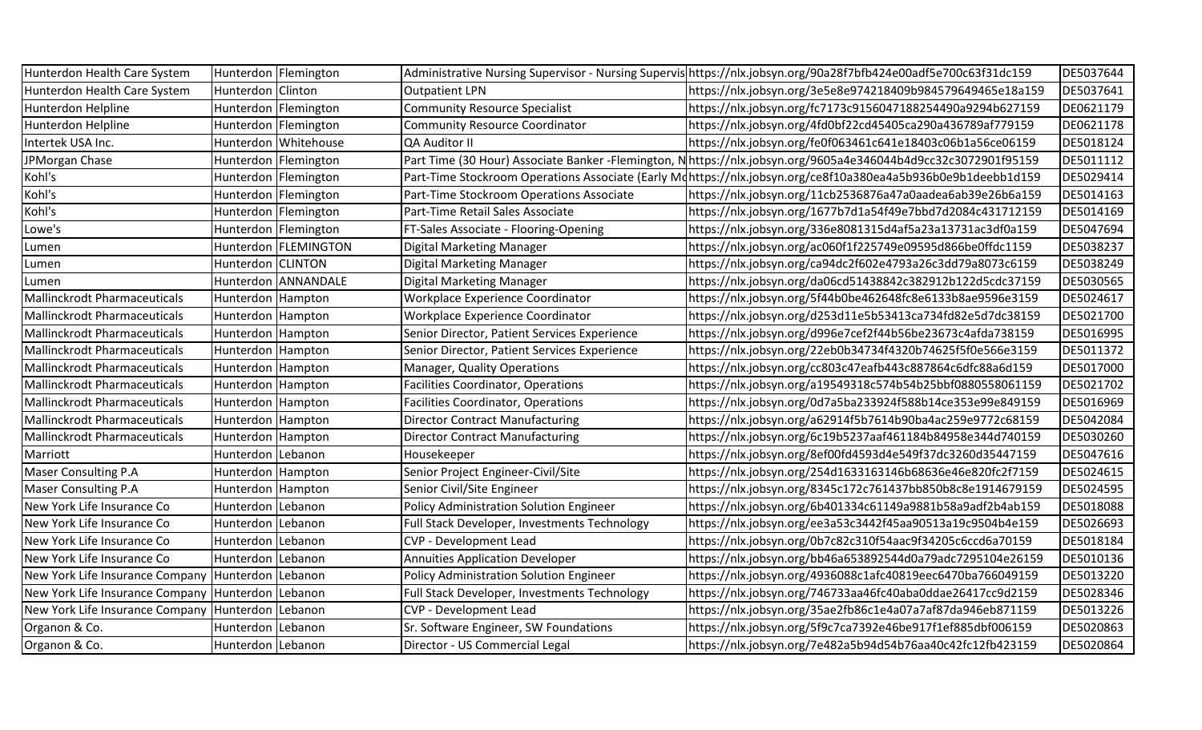| | | | | | |
|---|---|---|---|---|---|
| Hunterdon Health Care System | Hunterdon | Flemington | Administrative Nursing Supervisor - Nursing Supervis | https://nlx.jobsyn.org/90a28f7bfb424e00adf5e700c63f31dc159 | DE5037644 |
| Hunterdon Health Care System | Hunterdon | Clinton | Outpatient LPN | https://nlx.jobsyn.org/3e5e8e974218409b984579649465e18a159 | DE5037641 |
| Hunterdon Helpline | Hunterdon | Flemington | Community Resource Specialist | https://nlx.jobsyn.org/fc7173c9156047188254490a9294b627159 | DE0621179 |
| Hunterdon Helpline | Hunterdon | Flemington | Community Resource Coordinator | https://nlx.jobsyn.org/4fd0bf22cd45405ca290a436789af779159 | DE0621178 |
| Intertek USA Inc. | Hunterdon | Whitehouse | QA Auditor II | https://nlx.jobsyn.org/fe0f063461c641e18403c06b1a56ce06159 | DE5018124 |
| JPMorgan Chase | Hunterdon | Flemington | Part Time (30 Hour) Associate Banker -Flemington, N | https://nlx.jobsyn.org/9605a4e346044b4d9cc32c3072901f95159 | DE5011112 |
| Kohl's | Hunterdon | Flemington | Part-Time Stockroom Operations Associate (Early Mo | https://nlx.jobsyn.org/ce8f10a380ea4a5b936b0e9b1deebb1d159 | DE5029414 |
| Kohl's | Hunterdon | Flemington | Part-Time Stockroom Operations Associate | https://nlx.jobsyn.org/11cb2536876a47a0aadea6ab39e26b6a159 | DE5014163 |
| Kohl's | Hunterdon | Flemington | Part-Time Retail Sales Associate | https://nlx.jobsyn.org/1677b7d1a54f49e7bbd7d2084c431712159 | DE5014169 |
| Lowe's | Hunterdon | Flemington | FT-Sales Associate - Flooring-Opening | https://nlx.jobsyn.org/336e8081315d4af5a23a13731ac3df0a159 | DE5047694 |
| Lumen | Hunterdon | FLEMINGTON | Digital Marketing Manager | https://nlx.jobsyn.org/ac060f1f225749e09595d866be0ffdc1159 | DE5038237 |
| Lumen | Hunterdon | CLINTON | Digital Marketing Manager | https://nlx.jobsyn.org/ca94dc2f602e4793a26c3dd79a8073c6159 | DE5038249 |
| Lumen | Hunterdon | ANNANDALE | Digital Marketing Manager | https://nlx.jobsyn.org/da06cd51438842c382912b122d5cdc37159 | DE5030565 |
| Mallinckrodt Pharmaceuticals | Hunterdon | Hampton | Workplace Experience Coordinator | https://nlx.jobsyn.org/5f44b0be462648fc8e6133b8ae9596e3159 | DE5024617 |
| Mallinckrodt Pharmaceuticals | Hunterdon | Hampton | Workplace Experience Coordinator | https://nlx.jobsyn.org/d253d11e5b53413ca734fd82e5d7dc38159 | DE5021700 |
| Mallinckrodt Pharmaceuticals | Hunterdon | Hampton | Senior Director, Patient Services Experience | https://nlx.jobsyn.org/d996e7cef2f44b56be23673c4afda738159 | DE5016995 |
| Mallinckrodt Pharmaceuticals | Hunterdon | Hampton | Senior Director, Patient Services Experience | https://nlx.jobsyn.org/22eb0b34734f4320b74625f5f0e566e3159 | DE5011372 |
| Mallinckrodt Pharmaceuticals | Hunterdon | Hampton | Manager, Quality Operations | https://nlx.jobsyn.org/cc803c47eafb443c887864c6dfc88a6d159 | DE5017000 |
| Mallinckrodt Pharmaceuticals | Hunterdon | Hampton | Facilities Coordinator, Operations | https://nlx.jobsyn.org/a19549318c574b54b25bbf0880558061159 | DE5021702 |
| Mallinckrodt Pharmaceuticals | Hunterdon | Hampton | Facilities Coordinator, Operations | https://nlx.jobsyn.org/0d7a5ba233924f588b14ce353e99e849159 | DE5016969 |
| Mallinckrodt Pharmaceuticals | Hunterdon | Hampton | Director Contract Manufacturing | https://nlx.jobsyn.org/a62914f5b7614b90ba4ac259e9772c68159 | DE5042084 |
| Mallinckrodt Pharmaceuticals | Hunterdon | Hampton | Director Contract Manufacturing | https://nlx.jobsyn.org/6c19b5237aaf461184b84958e344d740159 | DE5030260 |
| Marriott | Hunterdon | Lebanon | Housekeeper | https://nlx.jobsyn.org/8ef00fd4593d4e549f37dc3260d35447159 | DE5047616 |
| Maser Consulting P.A | Hunterdon | Hampton | Senior Project Engineer-Civil/Site | https://nlx.jobsyn.org/254d1633163146b68636e46e820fc2f7159 | DE5024615 |
| Maser Consulting P.A | Hunterdon | Hampton | Senior Civil/Site Engineer | https://nlx.jobsyn.org/8345c172c761437bb850b8c8e1914679159 | DE5024595 |
| New York Life Insurance Co | Hunterdon | Lebanon | Policy Administration Solution Engineer | https://nlx.jobsyn.org/6b401334c61149a9881b58a9adf2b4ab159 | DE5018088 |
| New York Life Insurance Co | Hunterdon | Lebanon | Full Stack Developer, Investments Technology | https://nlx.jobsyn.org/ee3a53c3442f45aa90513a19c9504b4e159 | DE5026693 |
| New York Life Insurance Co | Hunterdon | Lebanon | CVP - Development Lead | https://nlx.jobsyn.org/0b7c82c310f54aac9f34205c6ccd6a70159 | DE5018184 |
| New York Life Insurance Co | Hunterdon | Lebanon | Annuities Application Developer | https://nlx.jobsyn.org/bb46a653892544d0a79adc7295104e26159 | DE5010136 |
| New York Life Insurance Company | Hunterdon | Lebanon | Policy Administration Solution Engineer | https://nlx.jobsyn.org/4936088c1afc40819eec6470ba766049159 | DE5013220 |
| New York Life Insurance Company | Hunterdon | Lebanon | Full Stack Developer, Investments Technology | https://nlx.jobsyn.org/746733aa46fc40aba0ddae26417cc9d2159 | DE5028346 |
| New York Life Insurance Company | Hunterdon | Lebanon | CVP - Development Lead | https://nlx.jobsyn.org/35ae2fb86c1e4a07a7af87da946eb871159 | DE5013226 |
| Organon & Co. | Hunterdon | Lebanon | Sr. Software Engineer, SW Foundations | https://nlx.jobsyn.org/5f9c7ca7392e46be917f1ef885dbf006159 | DE5020863 |
| Organon & Co. | Hunterdon | Lebanon | Director - US Commercial Legal | https://nlx.jobsyn.org/7e482a5b94d54b76aa40c42fc12fb423159 | DE5020864 |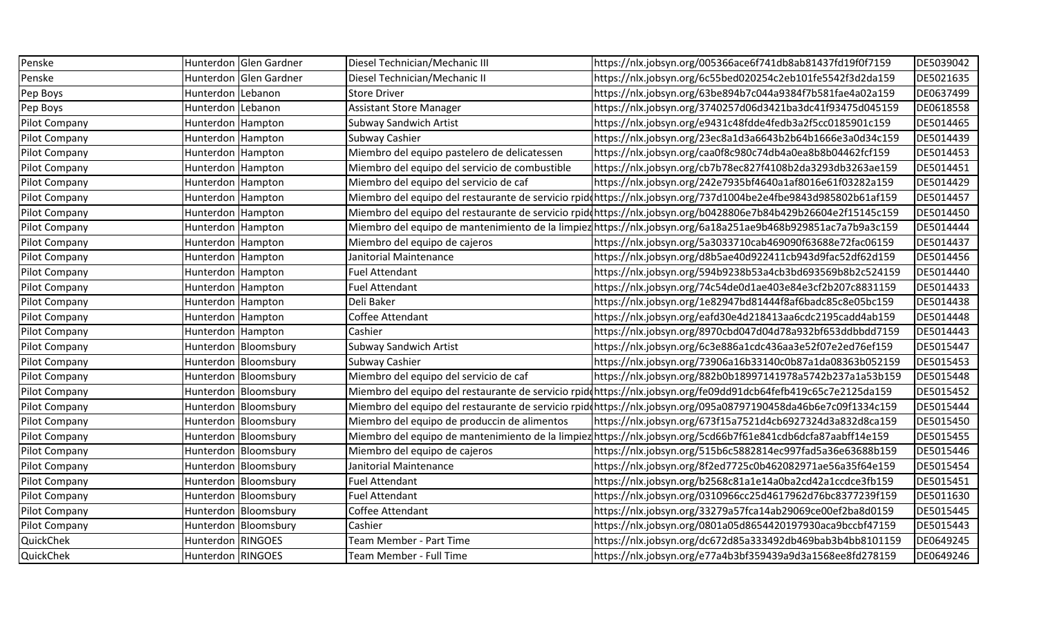| Penske | Hunterdon | Glen Gardner | Diesel Technician/Mechanic III | https://nlx.jobsyn.org/005366ace6f741db8ab81437fd19f0f7159 | DE5039042 |
|---|---|---|---|---|---|
| Penske | Hunterdon | Glen Gardner | Diesel Technician/Mechanic II | https://nlx.jobsyn.org/6c55bed020254c2eb101fe5542f3d2da159 | DE5021635 |
| Pep Boys | Hunterdon | Lebanon | Store Driver | https://nlx.jobsyn.org/63be894b7c044a9384f7b581fae4a02a159 | DE0637499 |
| Pep Boys | Hunterdon | Lebanon | Assistant Store Manager | https://nlx.jobsyn.org/3740257d06d3421ba3dc41f93475d045159 | DE0618558 |
| Pilot Company | Hunterdon | Hampton | Subway Sandwich Artist | https://nlx.jobsyn.org/e9431c48fdde4fedb3a2f5cc0185901c159 | DE5014465 |
| Pilot Company | Hunterdon | Hampton | Subway Cashier | https://nlx.jobsyn.org/23ec8a1d3a6643b2b64b1666e3a0d34c159 | DE5014439 |
| Pilot Company | Hunterdon | Hampton | Miembro del equipo pastelero de delicatessen | https://nlx.jobsyn.org/caa0f8c980c74db4a0ea8b8b04462fcf159 | DE5014453 |
| Pilot Company | Hunterdon | Hampton | Miembro del equipo del servicio de combustible | https://nlx.jobsyn.org/cb7b78ec827f4108b2da3293db3263ae159 | DE5014451 |
| Pilot Company | Hunterdon | Hampton | Miembro del equipo del servicio de caf | https://nlx.jobsyn.org/242e7935bf4640a1af8016e61f03282a159 | DE5014429 |
| Pilot Company | Hunterdon | Hampton | Miembro del equipo del restaurante de servicio rpid | https://nlx.jobsyn.org/737d1004be2e4fbe9843d985802b61af159 | DE5014457 |
| Pilot Company | Hunterdon | Hampton | Miembro del equipo del restaurante de servicio rpid | https://nlx.jobsyn.org/b0428806e7b84b429b26604e2f15145c159 | DE5014450 |
| Pilot Company | Hunterdon | Hampton | Miembro del equipo de mantenimiento de la limpiez | https://nlx.jobsyn.org/6a18a251ae9b468b929851ac7a7b9a3c159 | DE5014444 |
| Pilot Company | Hunterdon | Hampton | Miembro del equipo de cajeros | https://nlx.jobsyn.org/5a3033710cab469090f63688e72fac06159 | DE5014437 |
| Pilot Company | Hunterdon | Hampton | Janitorial Maintenance | https://nlx.jobsyn.org/d8b5ae40d922411cb943d9fac52df62d159 | DE5014456 |
| Pilot Company | Hunterdon | Hampton | Fuel Attendant | https://nlx.jobsyn.org/594b9238b53a4cb3bd693569b8b2c524159 | DE5014440 |
| Pilot Company | Hunterdon | Hampton | Fuel Attendant | https://nlx.jobsyn.org/74c54de0d1ae403e84e3cf2b207c8831159 | DE5014433 |
| Pilot Company | Hunterdon | Hampton | Deli Baker | https://nlx.jobsyn.org/1e82947bd81444f8af6badc85c8e05bc159 | DE5014438 |
| Pilot Company | Hunterdon | Hampton | Coffee Attendant | https://nlx.jobsyn.org/eafd30e4d218413aa6cdc2195cadd4ab159 | DE5014448 |
| Pilot Company | Hunterdon | Hampton | Cashier | https://nlx.jobsyn.org/8970cbd047d04d78a932bf653ddbbdd7159 | DE5014443 |
| Pilot Company | Hunterdon | Bloomsbury | Subway Sandwich Artist | https://nlx.jobsyn.org/6c3e886a1cdc436aa3e52f07e2ed76ef159 | DE5015447 |
| Pilot Company | Hunterdon | Bloomsbury | Subway Cashier | https://nlx.jobsyn.org/73906a16b33140c0b87a1da08363b052159 | DE5015453 |
| Pilot Company | Hunterdon | Bloomsbury | Miembro del equipo del servicio de caf | https://nlx.jobsyn.org/882b0b18997141978a5742b237a1a53b159 | DE5015448 |
| Pilot Company | Hunterdon | Bloomsbury | Miembro del equipo del restaurante de servicio rpid | https://nlx.jobsyn.org/fe09dd91dcb64fefb419c65c7e2125da159 | DE5015452 |
| Pilot Company | Hunterdon | Bloomsbury | Miembro del equipo del restaurante de servicio rpid | https://nlx.jobsyn.org/095a08797190458da46b6e7c09f1334c159 | DE5015444 |
| Pilot Company | Hunterdon | Bloomsbury | Miembro del equipo de produccin de alimentos | https://nlx.jobsyn.org/673f15a7521d4cb6927324d3a832d8ca159 | DE5015450 |
| Pilot Company | Hunterdon | Bloomsbury | Miembro del equipo de mantenimiento de la limpiez | https://nlx.jobsyn.org/5cd66b7f61e841cdb6dcfa87aabff14e159 | DE5015455 |
| Pilot Company | Hunterdon | Bloomsbury | Miembro del equipo de cajeros | https://nlx.jobsyn.org/515b6c5882814ec997fad5a36e63688b159 | DE5015446 |
| Pilot Company | Hunterdon | Bloomsbury | Janitorial Maintenance | https://nlx.jobsyn.org/8f2ed7725c0b462082971ae56a35f64e159 | DE5015454 |
| Pilot Company | Hunterdon | Bloomsbury | Fuel Attendant | https://nlx.jobsyn.org/b2568c81a1e14a0ba2cd42a1ccdce3fb159 | DE5015451 |
| Pilot Company | Hunterdon | Bloomsbury | Fuel Attendant | https://nlx.jobsyn.org/0310966cc25d4617962d76bc8377239f159 | DE5011630 |
| Pilot Company | Hunterdon | Bloomsbury | Coffee Attendant | https://nlx.jobsyn.org/33279a57fca14ab29069ce00ef2ba8d0159 | DE5015445 |
| Pilot Company | Hunterdon | Bloomsbury | Cashier | https://nlx.jobsyn.org/0801a05d8654420197930aca9bccbf47159 | DE5015443 |
| QuickChek | Hunterdon | RINGOES | Team Member - Part Time | https://nlx.jobsyn.org/dc672d85a333492db469bab3b4bb8101159 | DE0649245 |
| QuickChek | Hunterdon | RINGOES | Team Member - Full Time | https://nlx.jobsyn.org/e77a4b3bf359439a9d3a1568ee8fd278159 | DE0649246 |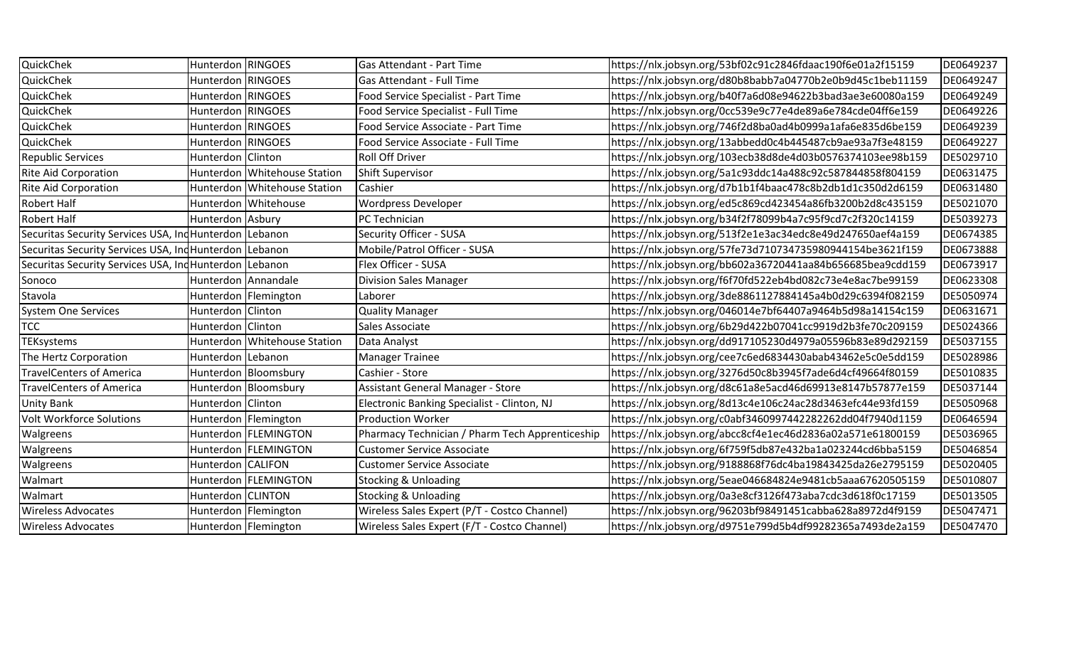| | | | | | |
|---|---|---|---|---|---|
| QuickChek | Hunterdon | RINGOES | Gas Attendant - Part Time | https://nlx.jobsyn.org/53bf02c91c2846fdaac190f6e01a2f15159 | DE0649237 |
| QuickChek | Hunterdon | RINGOES | Gas Attendant - Full Time | https://nlx.jobsyn.org/d80b8babb7a04770b2e0b9d45c1beb11159 | DE0649247 |
| QuickChek | Hunterdon | RINGOES | Food Service Specialist - Part Time | https://nlx.jobsyn.org/b40f7a6d08e94622b3bad3ae3e60080a159 | DE0649249 |
| QuickChek | Hunterdon | RINGOES | Food Service Specialist - Full Time | https://nlx.jobsyn.org/0cc539e9c77e4de89a6e784cde04ff6e159 | DE0649226 |
| QuickChek | Hunterdon | RINGOES | Food Service Associate - Part Time | https://nlx.jobsyn.org/746f2d8ba0ad4b0999a1afa6e835d6be159 | DE0649239 |
| QuickChek | Hunterdon | RINGOES | Food Service Associate - Full Time | https://nlx.jobsyn.org/13abbedd0c4b445487cb9ae93a7f3e48159 | DE0649227 |
| Republic Services | Hunterdon | Clinton | Roll Off Driver | https://nlx.jobsyn.org/103ecb38d8de4d03b0576374103ee98b159 | DE5029710 |
| Rite Aid Corporation | Hunterdon | Whitehouse Station | Shift Supervisor | https://nlx.jobsyn.org/5a1c93ddc14a488c92c587844858f804159 | DE0631475 |
| Rite Aid Corporation | Hunterdon | Whitehouse Station | Cashier | https://nlx.jobsyn.org/d7b1b1f4baac478c8b2db1d1c350d2d6159 | DE0631480 |
| Robert Half | Hunterdon | Whitehouse | Wordpress Developer | https://nlx.jobsyn.org/ed5c869cd423454a86fb3200b2d8c435159 | DE5021070 |
| Robert Half | Hunterdon | Asbury | PC Technician | https://nlx.jobsyn.org/b34f2f78099b4a7c95f9cd7c2f320c14159 | DE5039273 |
| Securitas Security Services USA, Inc | Hunterdon | Lebanon | Security Officer - SUSA | https://nlx.jobsyn.org/513f2e1e3ac34edc8e49d247650aef4a159 | DE0674385 |
| Securitas Security Services USA, Inc | Hunterdon | Lebanon | Mobile/Patrol Officer - SUSA | https://nlx.jobsyn.org/57fe73d710734735980944154be3621f159 | DE0673888 |
| Securitas Security Services USA, Inc | Hunterdon | Lebanon | Flex Officer - SUSA | https://nlx.jobsyn.org/bb602a36720441aa84b656685bea9cdd159 | DE0673917 |
| Sonoco | Hunterdon | Annandale | Division Sales Manager | https://nlx.jobsyn.org/f6f70fd522eb4bd082c73e4e8ac7be99159 | DE0623308 |
| Stavola | Hunterdon | Flemington | Laborer | https://nlx.jobsyn.org/3de8861127884145a4b0d29c6394f082159 | DE5050974 |
| System One Services | Hunterdon | Clinton | Quality Manager | https://nlx.jobsyn.org/046014e7bf64407a9464b5d98a14154c159 | DE0631671 |
| TCC | Hunterdon | Clinton | Sales Associate | https://nlx.jobsyn.org/6b29d422b07041cc9919d2b3fe70c209159 | DE5024366 |
| TEKsystems | Hunterdon | Whitehouse Station | Data Analyst | https://nlx.jobsyn.org/dd917105230d4979a05596b83e89d292159 | DE5037155 |
| The Hertz Corporation | Hunterdon | Lebanon | Manager Trainee | https://nlx.jobsyn.org/cee7c6ed6834430abab43462e5c0e5dd159 | DE5028986 |
| TravelCenters of America | Hunterdon | Bloomsbury | Cashier - Store | https://nlx.jobsyn.org/3276d50c8b3945f7ade6d4cf49664f80159 | DE5010835 |
| TravelCenters of America | Hunterdon | Bloomsbury | Assistant General Manager - Store | https://nlx.jobsyn.org/d8c61a8e5acd46d69913e8147b57877e159 | DE5037144 |
| Unity Bank | Hunterdon | Clinton | Electronic Banking Specialist - Clinton, NJ | https://nlx.jobsyn.org/8d13c4e106c24ac28d3463efc44e93fd159 | DE5050968 |
| Volt Workforce Solutions | Hunterdon | Flemington | Production Worker | https://nlx.jobsyn.org/c0abf3460997442282262dd04f7940d1159 | DE0646594 |
| Walgreens | Hunterdon | FLEMINGTON | Pharmacy Technician / Pharm Tech Apprenticeship | https://nlx.jobsyn.org/abcc8cf4e1ec46d2836a02a571e61800159 | DE5036965 |
| Walgreens | Hunterdon | FLEMINGTON | Customer Service Associate | https://nlx.jobsyn.org/6f759f5db87e432ba1a023244cd6bba5159 | DE5046854 |
| Walgreens | Hunterdon | CALIFON | Customer Service Associate | https://nlx.jobsyn.org/9188868f76dc4ba19843425da26e2795159 | DE5020405 |
| Walmart | Hunterdon | FLEMINGTON | Stocking & Unloading | https://nlx.jobsyn.org/5eae046684824e9481cb5aaa67620505159 | DE5010807 |
| Walmart | Hunterdon | CLINTON | Stocking & Unloading | https://nlx.jobsyn.org/0a3e8cf3126f473aba7cdc3d618f0c17159 | DE5013505 |
| Wireless Advocates | Hunterdon | Flemington | Wireless Sales Expert (P/T - Costco Channel) | https://nlx.jobsyn.org/96203bf98491451cabba628a8972d4f9159 | DE5047471 |
| Wireless Advocates | Hunterdon | Flemington | Wireless Sales Expert (F/T - Costco Channel) | https://nlx.jobsyn.org/d9751e799d5b4df99282365a7493de2a159 | DE5047470 |